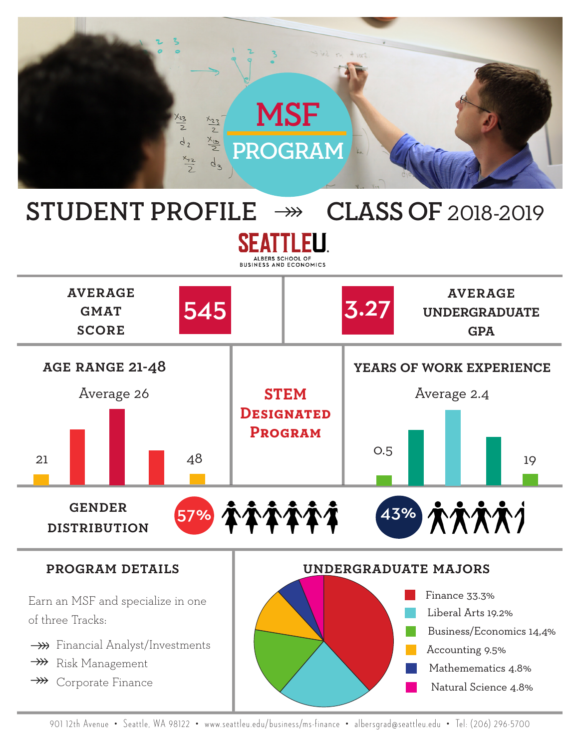# MSF PROGRAM

## STUDENT PROFILE →→ CLASS OF 2018-2019

SEATTLEU
ALBERS SCHOOL OF BUSINESS AND ECONOMICS

**AVERAGE GMAT SCORE** 545

**AVERAGE UNDERGRADUATE GPA** 3.27

### AGE RANGE 21-48

Average 26

21

48

### STEM DESIGNATED PROGRAM

### YEARS OF WORK EXPERIENCE

Average 2.4

0.5

19

### GENDER DISTRIBUTION

57%

43%

### PROGRAM DETAILS

Earn an MSF and specialize in one of three Tracks:

- Financial Analyst/Investments
- Risk Management
- Corporate Finance

### UNDERGRADUATE MAJORS

Finance 33.3%

Liberal Arts 19.2%

Business/Economics 14,4%

Accounting 9.5%

Mathemematics 4.8%

Natural Science 4.8%

901 12th Avenue • Seattle, WA 98122 • www.seattleu.edu/business/ms-finance • albersgrad@seattleu.edu • Tel: (206) 296-5700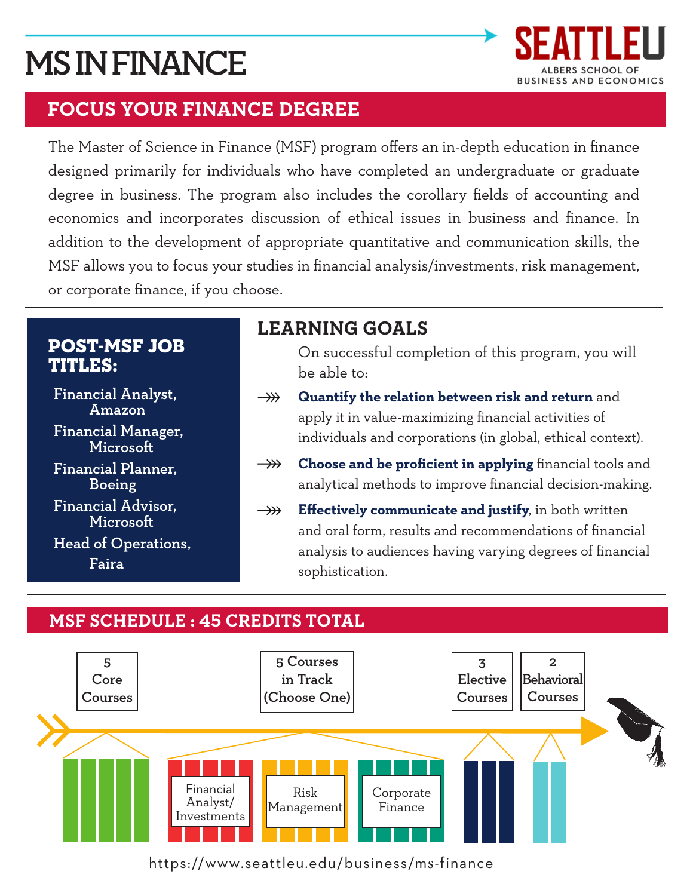# MS IN FINANCE

SEATTLEU
ALBERS SCHOOL OF BUSINESS AND ECONOMICS

## FOCUS YOUR FINANCE DEGREE

The Master of Science in Finance (MSF) program offers an in-depth education in finance designed primarily for individuals who have completed an undergraduate or graduate degree in business. The program also includes the corollary fields of accounting and economics and incorporates discussion of ethical issues in business and finance. In addition to the development of appropriate quantitative and communication skills, the MSF allows you to focus your studies in financial analysis/investments, risk management, or corporate finance, if you choose.

### POST-MSF JOB TITLES:

- Financial Analyst, Amazon
- Financial Manager, Microsoft
- Financial Planner, Boeing
- Financial Advisor, Microsoft
- Head of Operations, Faira

### LEARNING GOALS

On successful completion of this program, you will be able to:

- **Quantify the relation between risk and return** and apply it in value-maximizing financial activities of individuals and corporations (in global, ethical context).
- **Choose and be proficient in applying** financial tools and analytical methods to improve financial decision-making.
- **Effectively communicate and justify**, in both written and oral form, results and recommendations of financial analysis to audiences having varying degrees of financial sophistication.

## MSF SCHEDULE : 45 CREDITS TOTAL

5 Core Courses

5 Courses in Track (Choose One)

- Financial Analyst/ Investments
- Risk Management
- Corporate Finance

3 Elective Courses

2 Behavioral Courses

https://www.seattleu.edu/business/ms-finance